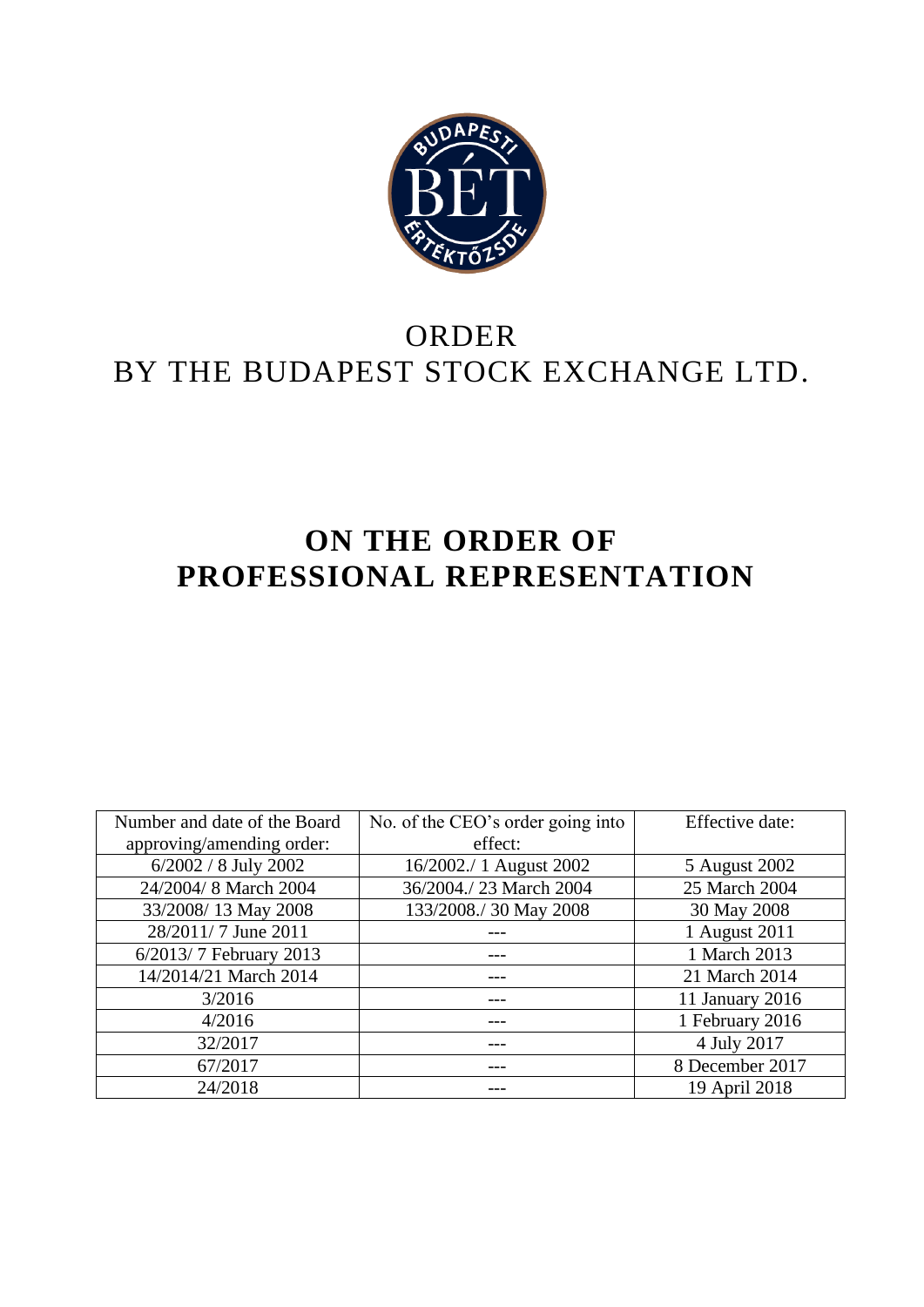# ORDER
# BY THE BUDAPEST STOCK EXCHANGE LTD.

# ON THE ORDER OF PROFESSIONAL REPRESENTATION

| Number and date of the Board approving/amending order: | No. of the CEO's order going into effect: | Effective date: |
|---|---|---|
| 6/2002 / 8 July 2002 | 16/2002./ 1 August 2002 | 5 August 2002 |
| 24/2004/ 8 March 2004 | 36/2004./ 23 March 2004 | 25 March 2004 |
| 33/2008/ 13 May 2008 | 133/2008./ 30 May 2008 | 30 May 2008 |
| 28/2011/ 7 June 2011 | --- | 1 August 2011 |
| 6/2013/ 7 February 2013 | --- | 1 March 2013 |
| 14/2014/21 March 2014 | --- | 21 March 2014 |
| 3/2016 | --- | 11 January 2016 |
| 4/2016 | --- | 1 February 2016 |
| 32/2017 | --- | 4 July 2017 |
| 67/2017 | --- | 8 December 2017 |
| 24/2018 | --- | 19 April 2018 |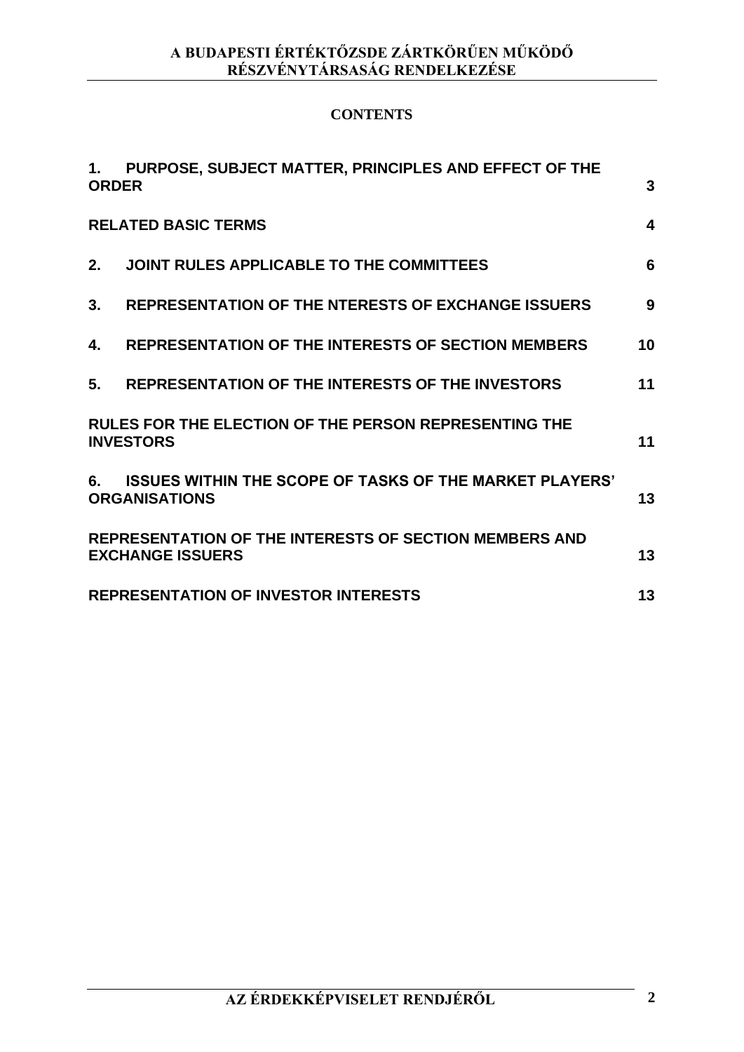**CONTENTS**

| | |
|---|---|
| **1. PURPOSE, SUBJECT MATTER, PRINCIPLES AND EFFECT OF THE ORDER** | **3** |
| **RELATED BASIC TERMS** | **4** |
| **2. JOINT RULES APPLICABLE TO THE COMMITTEES** | **6** |
| **3. REPRESENTATION OF THE NTERESTS OF EXCHANGE ISSUERS** | **9** |
| **4. REPRESENTATION OF THE INTERESTS OF SECTION MEMBERS** | **10** |
| **5. REPRESENTATION OF THE INTERESTS OF THE INVESTORS** | **11** |
| **RULES FOR THE ELECTION OF THE PERSON REPRESENTING THE INVESTORS** | **11** |
| **6. ISSUES WITHIN THE SCOPE OF TASKS OF THE MARKET PLAYERS' ORGANISATIONS** | **13** |
| **REPRESENTATION OF THE INTERESTS OF SECTION MEMBERS AND EXCHANGE ISSUERS** | **13** |
| **REPRESENTATION OF INVESTOR INTERESTS** | **13** |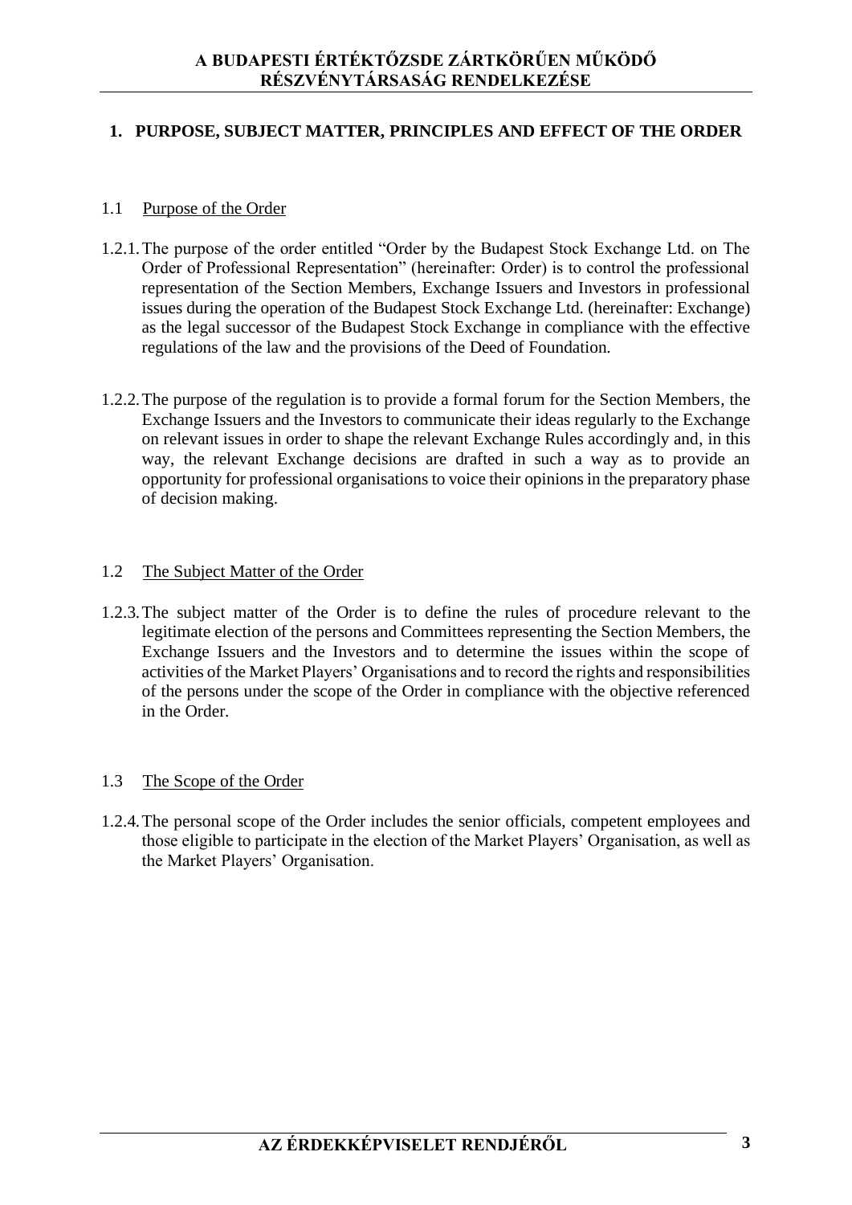## 1. PURPOSE, SUBJECT MATTER, PRINCIPLES AND EFFECT OF THE ORDER

### 1.1 Purpose of the Order

1.2.1. The purpose of the order entitled "Order by the Budapest Stock Exchange Ltd. on The Order of Professional Representation" (hereinafter: Order) is to control the professional representation of the Section Members, Exchange Issuers and Investors in professional issues during the operation of the Budapest Stock Exchange Ltd. (hereinafter: Exchange) as the legal successor of the Budapest Stock Exchange in compliance with the effective regulations of the law and the provisions of the Deed of Foundation.

1.2.2. The purpose of the regulation is to provide a formal forum for the Section Members, the Exchange Issuers and the Investors to communicate their ideas regularly to the Exchange on relevant issues in order to shape the relevant Exchange Rules accordingly and, in this way, the relevant Exchange decisions are drafted in such a way as to provide an opportunity for professional organisations to voice their opinions in the preparatory phase of decision making.

### 1.2 The Subject Matter of the Order

1.2.3. The subject matter of the Order is to define the rules of procedure relevant to the legitimate election of the persons and Committees representing the Section Members, the Exchange Issuers and the Investors and to determine the issues within the scope of activities of the Market Players' Organisations and to record the rights and responsibilities of the persons under the scope of the Order in compliance with the objective referenced in the Order.

### 1.3 The Scope of the Order

1.2.4. The personal scope of the Order includes the senior officials, competent employees and those eligible to participate in the election of the Market Players' Organisation, as well as the Market Players' Organisation.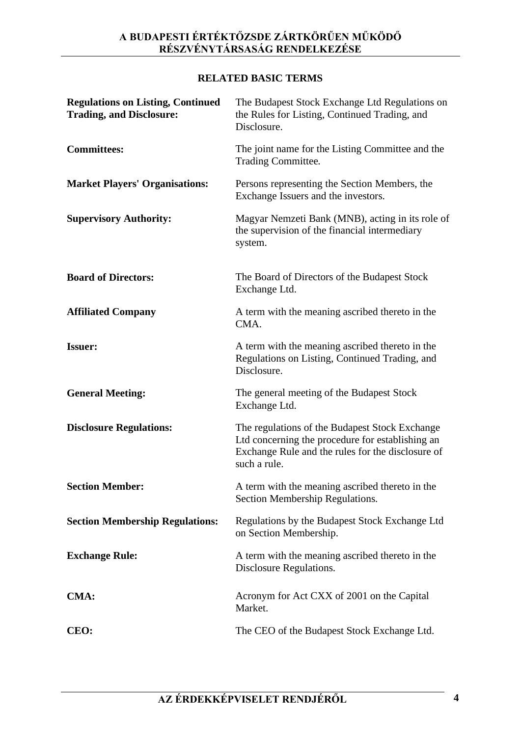## RELATED BASIC TERMS

| | |
|---|---|
| **Regulations on Listing, Continued Trading, and Disclosure:** | The Budapest Stock Exchange Ltd Regulations on the Rules for Listing, Continued Trading, and Disclosure. |
| **Committees:** | The joint name for the Listing Committee and the Trading Committee. |
| **Market Players' Organisations:** | Persons representing the Section Members, the Exchange Issuers and the investors. |
| **Supervisory Authority:** | Magyar Nemzeti Bank (MNB), acting in its role of the supervision of the financial intermediary system. |
| **Board of Directors:** | The Board of Directors of the Budapest Stock Exchange Ltd. |
| **Affiliated Company** | A term with the meaning ascribed thereto in the CMA. |
| **Issuer:** | A term with the meaning ascribed thereto in the Regulations on Listing, Continued Trading, and Disclosure. |
| **General Meeting:** | The general meeting of the Budapest Stock Exchange Ltd. |
| **Disclosure Regulations:** | The regulations of the Budapest Stock Exchange Ltd concerning the procedure for establishing an Exchange Rule and the rules for the disclosure of such a rule. |
| **Section Member:** | A term with the meaning ascribed thereto in the Section Membership Regulations. |
| **Section Membership Regulations:** | Regulations by the Budapest Stock Exchange Ltd on Section Membership. |
| **Exchange Rule:** | A term with the meaning ascribed thereto in the Disclosure Regulations. |
| **CMA:** | Acronym for Act CXX of 2001 on the Capital Market. |
| **CEO:** | The CEO of the Budapest Stock Exchange Ltd. |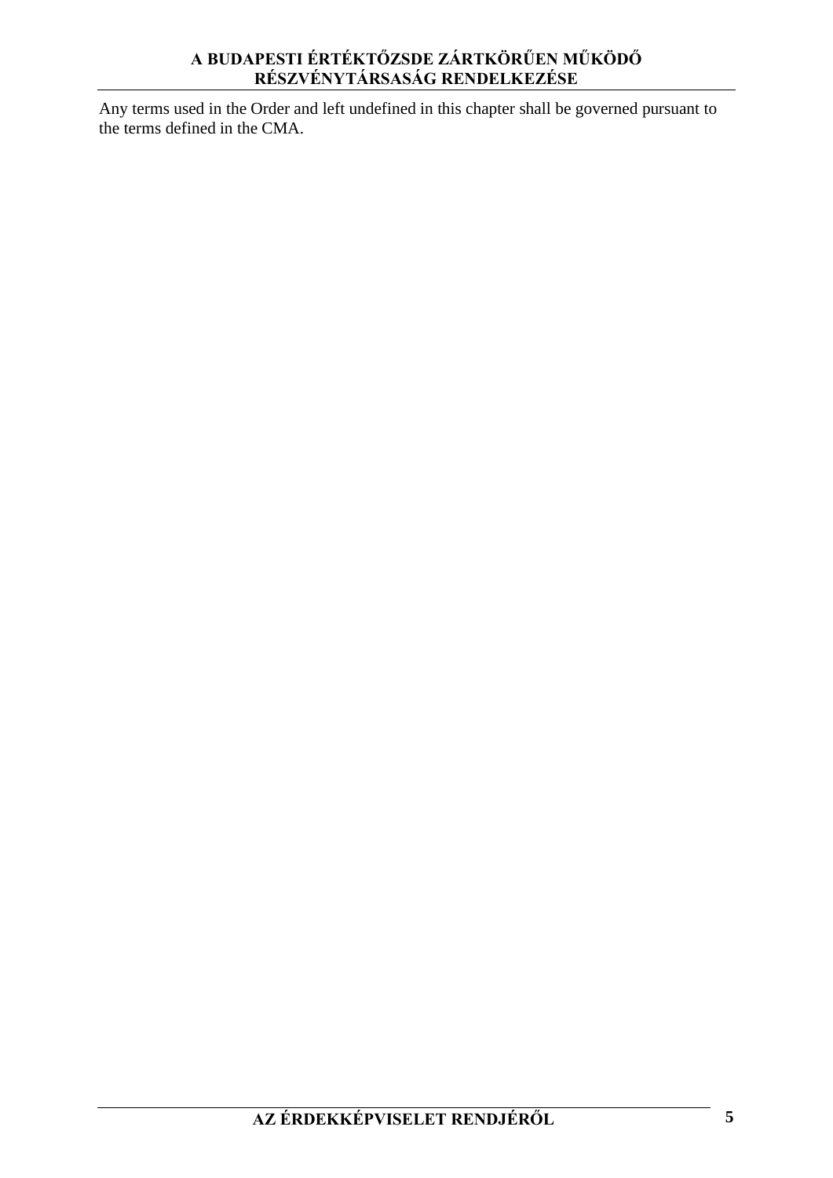Any terms used in the Order and left undefined in this chapter shall be governed pursuant to the terms defined in the CMA.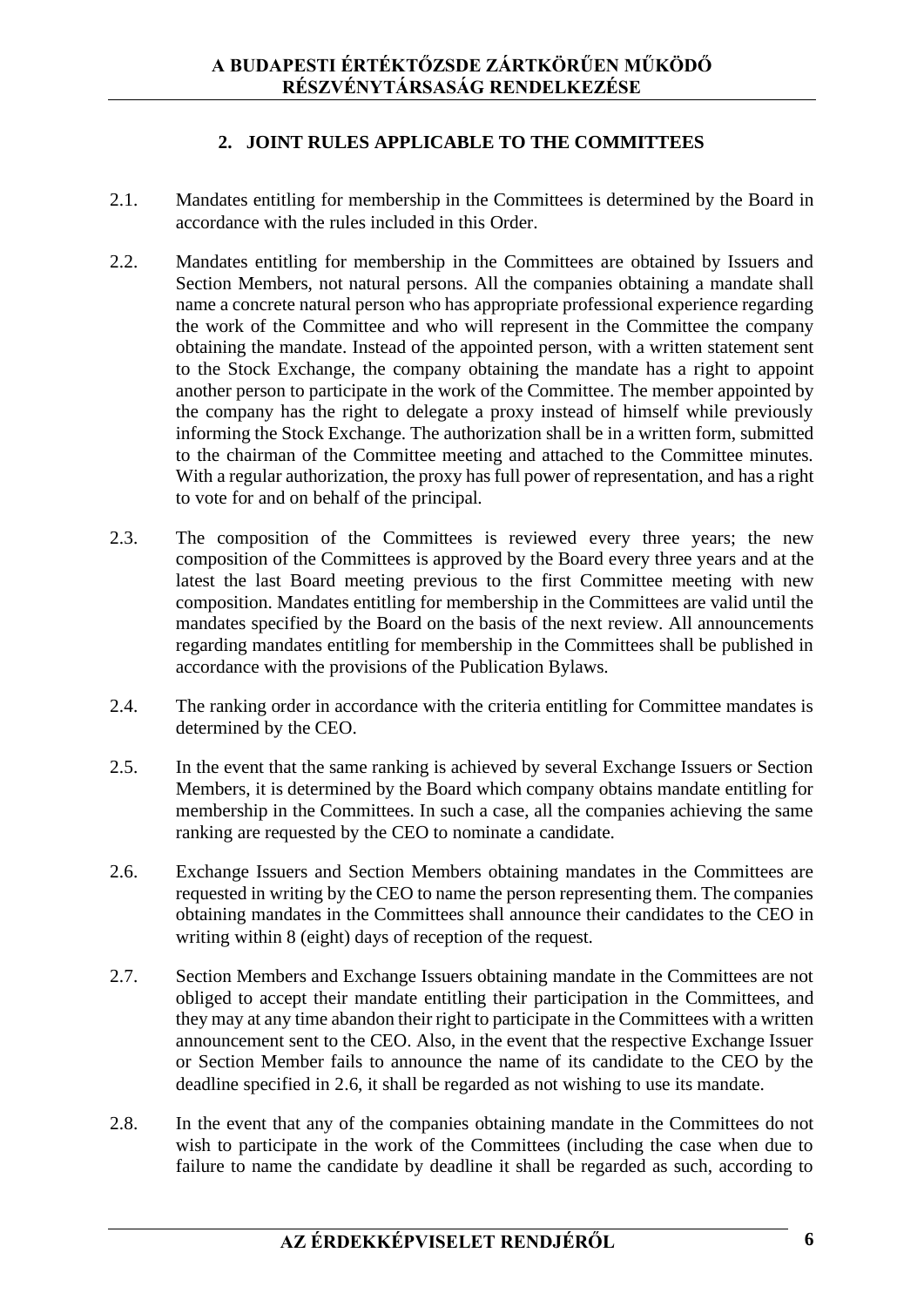## 2. JOINT RULES APPLICABLE TO THE COMMITTEES

2.1. Mandates entitling for membership in the Committees is determined by the Board in accordance with the rules included in this Order.

2.2. Mandates entitling for membership in the Committees are obtained by Issuers and Section Members, not natural persons. All the companies obtaining a mandate shall name a concrete natural person who has appropriate professional experience regarding the work of the Committee and who will represent in the Committee the company obtaining the mandate. Instead of the appointed person, with a written statement sent to the Stock Exchange, the company obtaining the mandate has a right to appoint another person to participate in the work of the Committee. The member appointed by the company has the right to delegate a proxy instead of himself while previously informing the Stock Exchange. The authorization shall be in a written form, submitted to the chairman of the Committee meeting and attached to the Committee minutes. With a regular authorization, the proxy has full power of representation, and has a right to vote for and on behalf of the principal.

2.3. The composition of the Committees is reviewed every three years; the new composition of the Committees is approved by the Board every three years and at the latest the last Board meeting previous to the first Committee meeting with new composition. Mandates entitling for membership in the Committees are valid until the mandates specified by the Board on the basis of the next review. All announcements regarding mandates entitling for membership in the Committees shall be published in accordance with the provisions of the Publication Bylaws.

2.4. The ranking order in accordance with the criteria entitling for Committee mandates is determined by the CEO.

2.5. In the event that the same ranking is achieved by several Exchange Issuers or Section Members, it is determined by the Board which company obtains mandate entitling for membership in the Committees. In such a case, all the companies achieving the same ranking are requested by the CEO to nominate a candidate.

2.6. Exchange Issuers and Section Members obtaining mandates in the Committees are requested in writing by the CEO to name the person representing them. The companies obtaining mandates in the Committees shall announce their candidates to the CEO in writing within 8 (eight) days of reception of the request.

2.7. Section Members and Exchange Issuers obtaining mandate in the Committees are not obliged to accept their mandate entitling their participation in the Committees, and they may at any time abandon their right to participate in the Committees with a written announcement sent to the CEO. Also, in the event that the respective Exchange Issuer or Section Member fails to announce the name of its candidate to the CEO by the deadline specified in 2.6, it shall be regarded as not wishing to use its mandate.

2.8. In the event that any of the companies obtaining mandate in the Committees do not wish to participate in the work of the Committees (including the case when due to failure to name the candidate by deadline it shall be regarded as such, according to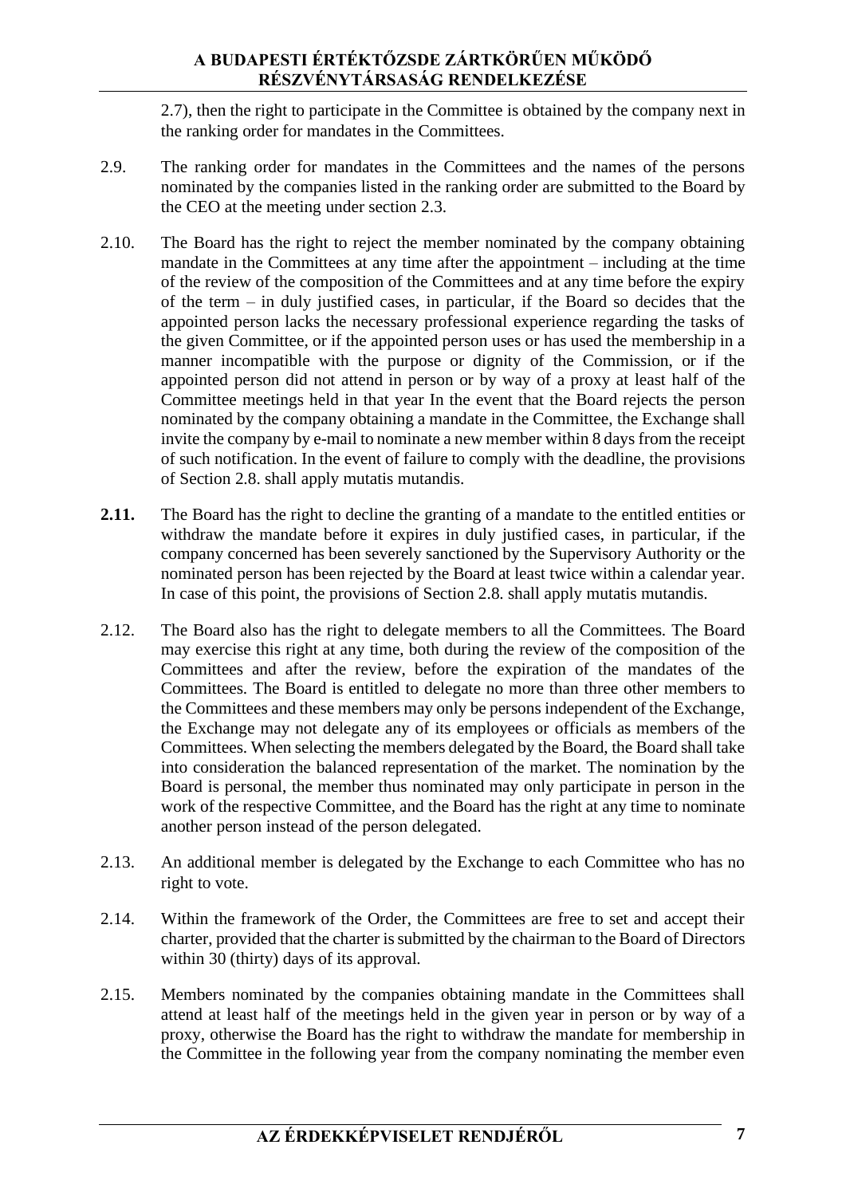2.7), then the right to participate in the Committee is obtained by the company next in the ranking order for mandates in the Committees.

2.9. The ranking order for mandates in the Committees and the names of the persons nominated by the companies listed in the ranking order are submitted to the Board by the CEO at the meeting under section 2.3.

2.10. The Board has the right to reject the member nominated by the company obtaining mandate in the Committees at any time after the appointment – including at the time of the review of the composition of the Committees and at any time before the expiry of the term – in duly justified cases, in particular, if the Board so decides that the appointed person lacks the necessary professional experience regarding the tasks of the given Committee, or if the appointed person uses or has used the membership in a manner incompatible with the purpose or dignity of the Commission, or if the appointed person did not attend in person or by way of a proxy at least half of the Committee meetings held in that year In the event that the Board rejects the person nominated by the company obtaining a mandate in the Committee, the Exchange shall invite the company by e-mail to nominate a new member within 8 days from the receipt of such notification. In the event of failure to comply with the deadline, the provisions of Section 2.8. shall apply mutatis mutandis.

**2.11.** The Board has the right to decline the granting of a mandate to the entitled entities or withdraw the mandate before it expires in duly justified cases, in particular, if the company concerned has been severely sanctioned by the Supervisory Authority or the nominated person has been rejected by the Board at least twice within a calendar year. In case of this point, the provisions of Section 2.8. shall apply mutatis mutandis.

2.12. The Board also has the right to delegate members to all the Committees. The Board may exercise this right at any time, both during the review of the composition of the Committees and after the review, before the expiration of the mandates of the Committees. The Board is entitled to delegate no more than three other members to the Committees and these members may only be persons independent of the Exchange, the Exchange may not delegate any of its employees or officials as members of the Committees. When selecting the members delegated by the Board, the Board shall take into consideration the balanced representation of the market. The nomination by the Board is personal, the member thus nominated may only participate in person in the work of the respective Committee, and the Board has the right at any time to nominate another person instead of the person delegated.

2.13. An additional member is delegated by the Exchange to each Committee who has no right to vote.

2.14. Within the framework of the Order, the Committees are free to set and accept their charter, provided that the charter is submitted by the chairman to the Board of Directors within 30 (thirty) days of its approval.

2.15. Members nominated by the companies obtaining mandate in the Committees shall attend at least half of the meetings held in the given year in person or by way of a proxy, otherwise the Board has the right to withdraw the mandate for membership in the Committee in the following year from the company nominating the member even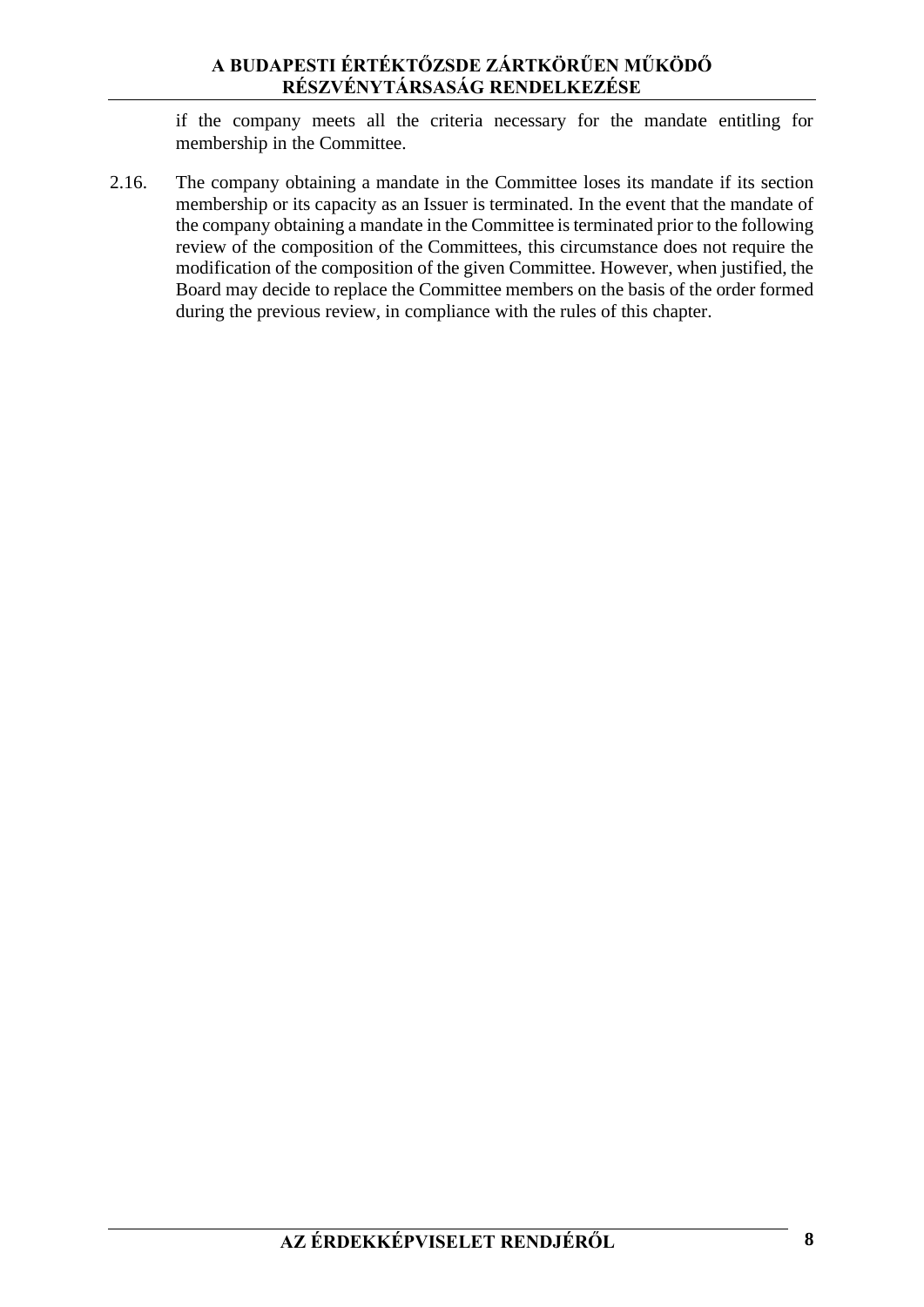if the company meets all the criteria necessary for the mandate entitling for membership in the Committee.

2.16. The company obtaining a mandate in the Committee loses its mandate if its section membership or its capacity as an Issuer is terminated. In the event that the mandate of the company obtaining a mandate in the Committee is terminated prior to the following review of the composition of the Committees, this circumstance does not require the modification of the composition of the given Committee. However, when justified, the Board may decide to replace the Committee members on the basis of the order formed during the previous review, in compliance with the rules of this chapter.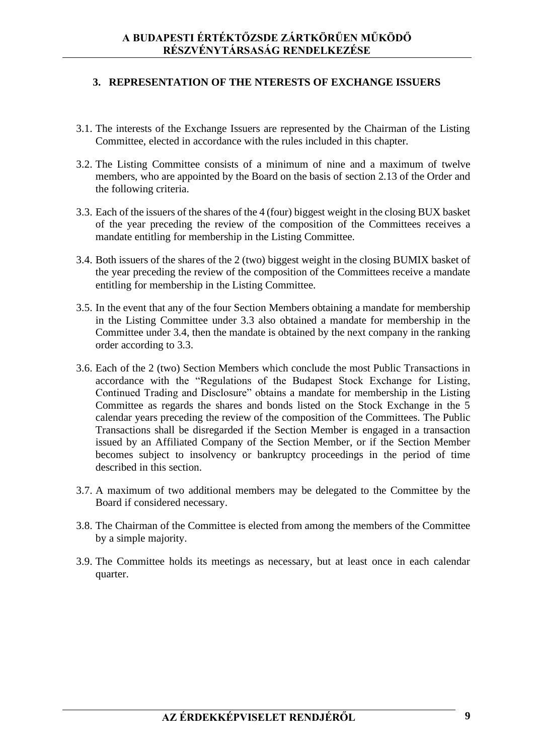## 3. REPRESENTATION OF THE NTERESTS OF EXCHANGE ISSUERS

3.1. The interests of the Exchange Issuers are represented by the Chairman of the Listing Committee, elected in accordance with the rules included in this chapter.

3.2. The Listing Committee consists of a minimum of nine and a maximum of twelve members, who are appointed by the Board on the basis of section 2.13 of the Order and the following criteria.

3.3. Each of the issuers of the shares of the 4 (four) biggest weight in the closing BUX basket of the year preceding the review of the composition of the Committees receives a mandate entitling for membership in the Listing Committee.

3.4. Both issuers of the shares of the 2 (two) biggest weight in the closing BUMIX basket of the year preceding the review of the composition of the Committees receive a mandate entitling for membership in the Listing Committee.

3.5. In the event that any of the four Section Members obtaining a mandate for membership in the Listing Committee under 3.3 also obtained a mandate for membership in the Committee under 3.4, then the mandate is obtained by the next company in the ranking order according to 3.3.

3.6. Each of the 2 (two) Section Members which conclude the most Public Transactions in accordance with the "Regulations of the Budapest Stock Exchange for Listing, Continued Trading and Disclosure" obtains a mandate for membership in the Listing Committee as regards the shares and bonds listed on the Stock Exchange in the 5 calendar years preceding the review of the composition of the Committees. The Public Transactions shall be disregarded if the Section Member is engaged in a transaction issued by an Affiliated Company of the Section Member, or if the Section Member becomes subject to insolvency or bankruptcy proceedings in the period of time described in this section.

3.7. A maximum of two additional members may be delegated to the Committee by the Board if considered necessary.

3.8. The Chairman of the Committee is elected from among the members of the Committee by a simple majority.

3.9. The Committee holds its meetings as necessary, but at least once in each calendar quarter.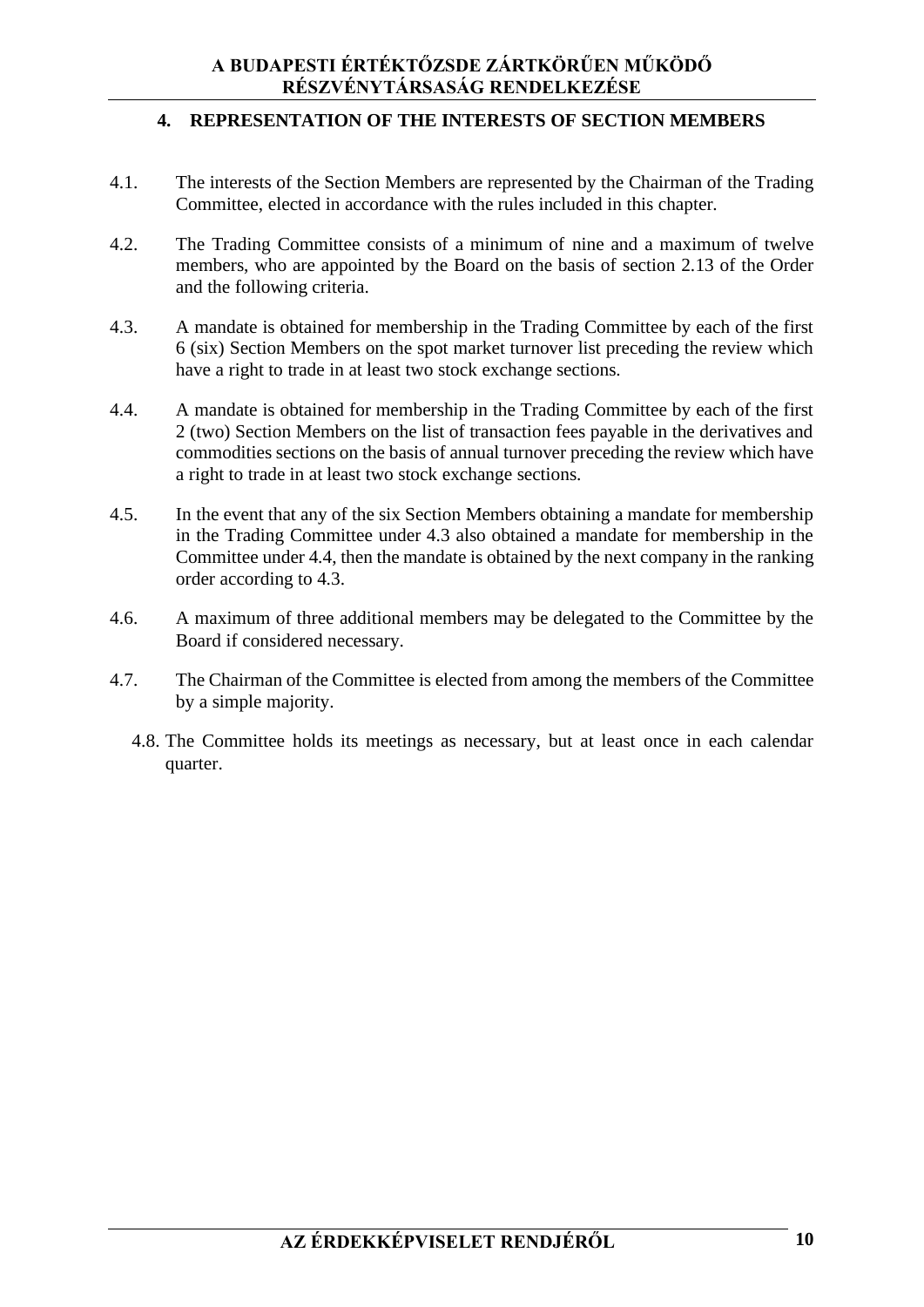## 4. REPRESENTATION OF THE INTERESTS OF SECTION MEMBERS

4.1. The interests of the Section Members are represented by the Chairman of the Trading Committee, elected in accordance with the rules included in this chapter.

4.2. The Trading Committee consists of a minimum of nine and a maximum of twelve members, who are appointed by the Board on the basis of section 2.13 of the Order and the following criteria.

4.3. A mandate is obtained for membership in the Trading Committee by each of the first 6 (six) Section Members on the spot market turnover list preceding the review which have a right to trade in at least two stock exchange sections.

4.4. A mandate is obtained for membership in the Trading Committee by each of the first 2 (two) Section Members on the list of transaction fees payable in the derivatives and commodities sections on the basis of annual turnover preceding the review which have a right to trade in at least two stock exchange sections.

4.5. In the event that any of the six Section Members obtaining a mandate for membership in the Trading Committee under 4.3 also obtained a mandate for membership in the Committee under 4.4, then the mandate is obtained by the next company in the ranking order according to 4.3.

4.6. A maximum of three additional members may be delegated to the Committee by the Board if considered necessary.

4.7. The Chairman of the Committee is elected from among the members of the Committee by a simple majority.

4.8. The Committee holds its meetings as necessary, but at least once in each calendar quarter.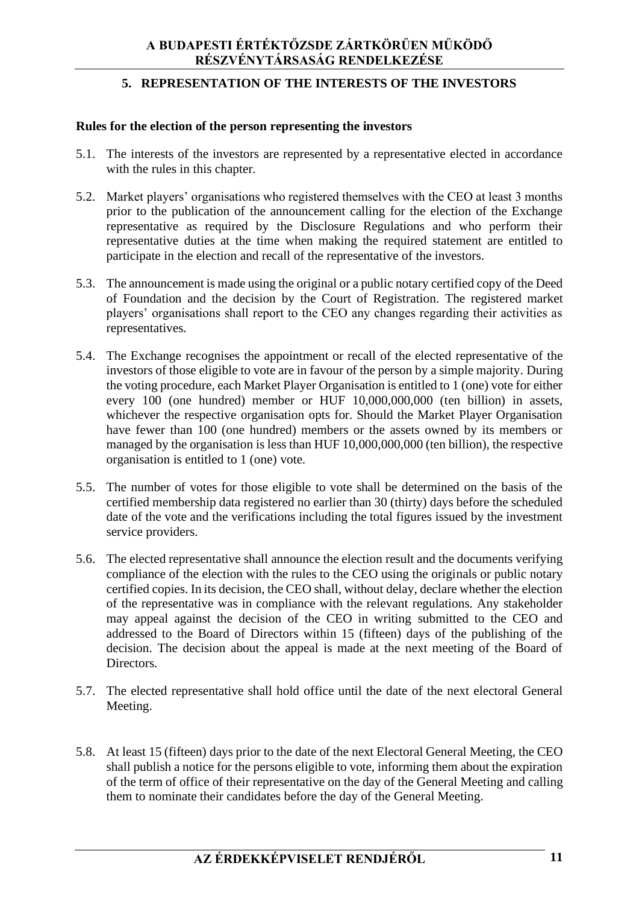## 5. REPRESENTATION OF THE INTERESTS OF THE INVESTORS

**Rules for the election of the person representing the investors**

5.1. The interests of the investors are represented by a representative elected in accordance with the rules in this chapter.

5.2. Market players' organisations who registered themselves with the CEO at least 3 months prior to the publication of the announcement calling for the election of the Exchange representative as required by the Disclosure Regulations and who perform their representative duties at the time when making the required statement are entitled to participate in the election and recall of the representative of the investors.

5.3. The announcement is made using the original or a public notary certified copy of the Deed of Foundation and the decision by the Court of Registration. The registered market players' organisations shall report to the CEO any changes regarding their activities as representatives.

5.4. The Exchange recognises the appointment or recall of the elected representative of the investors of those eligible to vote are in favour of the person by a simple majority. During the voting procedure, each Market Player Organisation is entitled to 1 (one) vote for either every 100 (one hundred) member or HUF 10,000,000,000 (ten billion) in assets, whichever the respective organisation opts for. Should the Market Player Organisation have fewer than 100 (one hundred) members or the assets owned by its members or managed by the organisation is less than HUF 10,000,000,000 (ten billion), the respective organisation is entitled to 1 (one) vote.

5.5. The number of votes for those eligible to vote shall be determined on the basis of the certified membership data registered no earlier than 30 (thirty) days before the scheduled date of the vote and the verifications including the total figures issued by the investment service providers.

5.6. The elected representative shall announce the election result and the documents verifying compliance of the election with the rules to the CEO using the originals or public notary certified copies. In its decision, the CEO shall, without delay, declare whether the election of the representative was in compliance with the relevant regulations. Any stakeholder may appeal against the decision of the CEO in writing submitted to the CEO and addressed to the Board of Directors within 15 (fifteen) days of the publishing of the decision. The decision about the appeal is made at the next meeting of the Board of Directors.

5.7. The elected representative shall hold office until the date of the next electoral General Meeting.

5.8. At least 15 (fifteen) days prior to the date of the next Electoral General Meeting, the CEO shall publish a notice for the persons eligible to vote, informing them about the expiration of the term of office of their representative on the day of the General Meeting and calling them to nominate their candidates before the day of the General Meeting.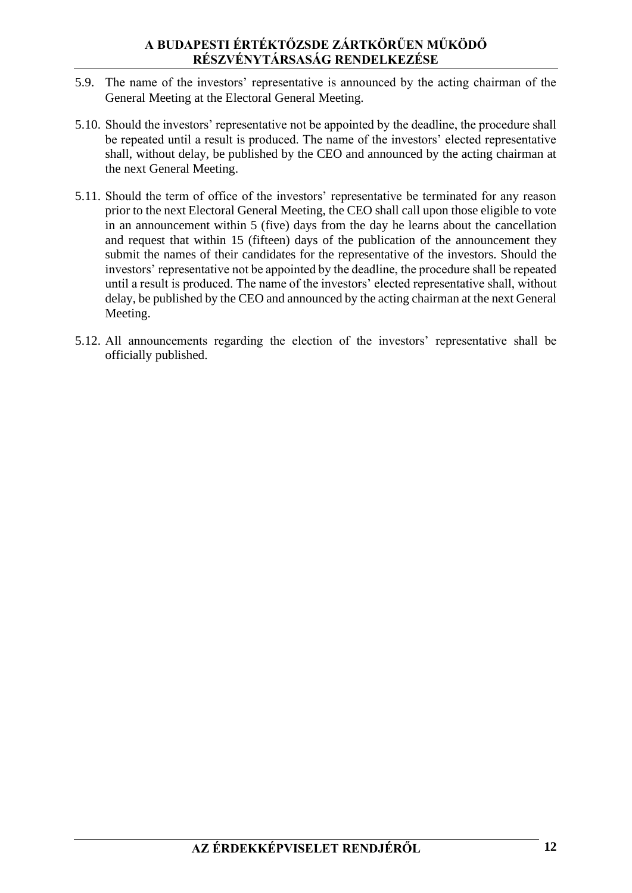5.9. The name of the investors' representative is announced by the acting chairman of the General Meeting at the Electoral General Meeting.

5.10. Should the investors' representative not be appointed by the deadline, the procedure shall be repeated until a result is produced. The name of the investors' elected representative shall, without delay, be published by the CEO and announced by the acting chairman at the next General Meeting.

5.11. Should the term of office of the investors' representative be terminated for any reason prior to the next Electoral General Meeting, the CEO shall call upon those eligible to vote in an announcement within 5 (five) days from the day he learns about the cancellation and request that within 15 (fifteen) days of the publication of the announcement they submit the names of their candidates for the representative of the investors. Should the investors' representative not be appointed by the deadline, the procedure shall be repeated until a result is produced. The name of the investors' elected representative shall, without delay, be published by the CEO and announced by the acting chairman at the next General Meeting.

5.12. All announcements regarding the election of the investors' representative shall be officially published.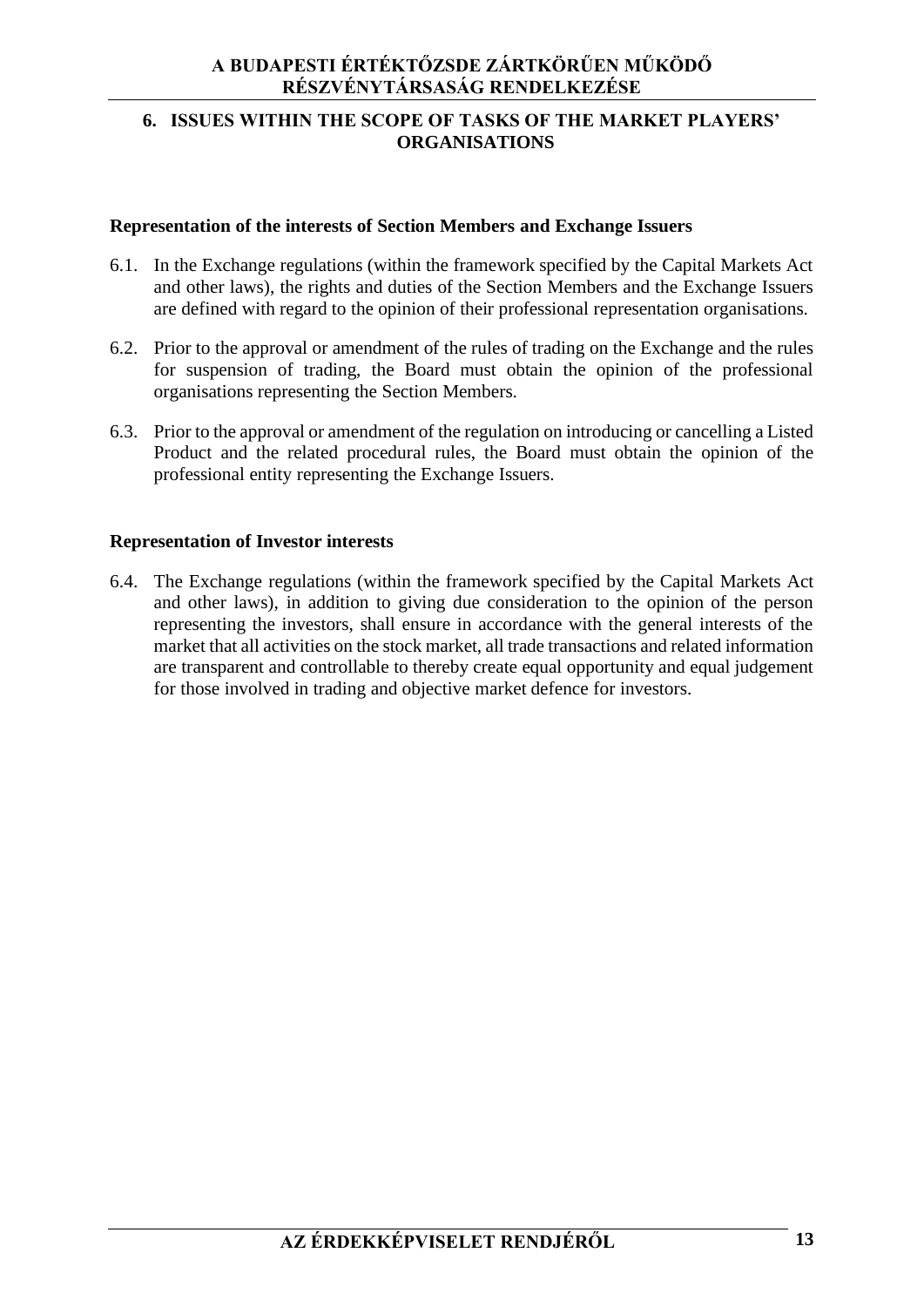## 6. ISSUES WITHIN THE SCOPE OF TASKS OF THE MARKET PLAYERS' ORGANISATIONS

**Representation of the interests of Section Members and Exchange Issuers**

6.1. In the Exchange regulations (within the framework specified by the Capital Markets Act and other laws), the rights and duties of the Section Members and the Exchange Issuers are defined with regard to the opinion of their professional representation organisations.

6.2. Prior to the approval or amendment of the rules of trading on the Exchange and the rules for suspension of trading, the Board must obtain the opinion of the professional organisations representing the Section Members.

6.3. Prior to the approval or amendment of the regulation on introducing or cancelling a Listed Product and the related procedural rules, the Board must obtain the opinion of the professional entity representing the Exchange Issuers.

**Representation of Investor interests**

6.4. The Exchange regulations (within the framework specified by the Capital Markets Act and other laws), in addition to giving due consideration to the opinion of the person representing the investors, shall ensure in accordance with the general interests of the market that all activities on the stock market, all trade transactions and related information are transparent and controllable to thereby create equal opportunity and equal judgement for those involved in trading and objective market defence for investors.